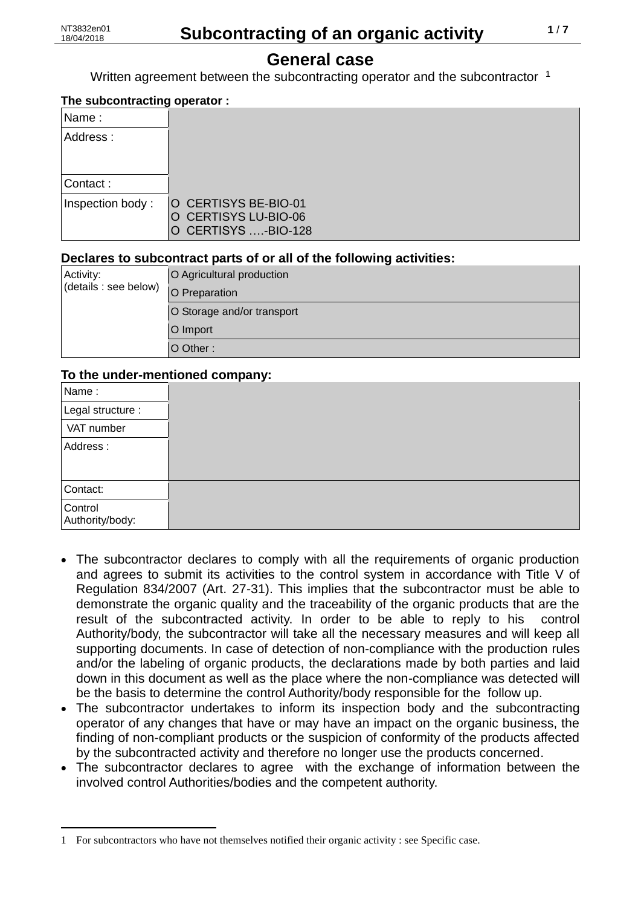# Subcontracting of an organic activity

## General case

Written agreement between the subcontracting operator and the subcontractor [1]

**The subcontracting operator :**

| | |
|---|---|
| Name : | |
| Address : | |
| Contact : | |
| Inspection body : | O CERTISYS BE-BIO-01<br>O CERTISYS LU-BIO-06<br>O CERTISYS ….-BIO-128 |

**Declares to subcontract parts of or all of the following activities:**

| | |
|---|---|
| Activity:<br>(details : see below) | O Agricultural production |
| | O Preparation |
| | O Storage and/or transport |
| | O Import |
| | O Other : |

**To the under-mentioned company:**

| | |
|---|---|
| Name : | |
| Legal structure : | |
| VAT number | |
| Address : | |
| Contact: | |
| Control Authority/body: | |

- The subcontractor declares to comply with all the requirements of organic production and agrees to submit its activities to the control system in accordance with Title V of Regulation 834/2007 (Art. 27-31). This implies that the subcontractor must be able to demonstrate the organic quality and the traceability of the organic products that are the result of the subcontracted activity. In order to be able to reply to his control Authority/body, the subcontractor will take all the necessary measures and will keep all supporting documents. In case of detection of non-compliance with the production rules and/or the labeling of organic products, the declarations made by both parties and laid down in this document as well as the place where the non-compliance was detected will be the basis to determine the control Authority/body responsible for the follow up.
- The subcontractor undertakes to inform its inspection body and the subcontracting operator of any changes that have or may have an impact on the organic business, the finding of non-compliant products or the suspicion of conformity of the products affected by the subcontracted activity and therefore no longer use the products concerned.
- The subcontractor declares to agree with the exchange of information between the involved control Authorities/bodies and the competent authority.

---

1 For subcontractors who have not themselves notified their organic activity : see Specific case.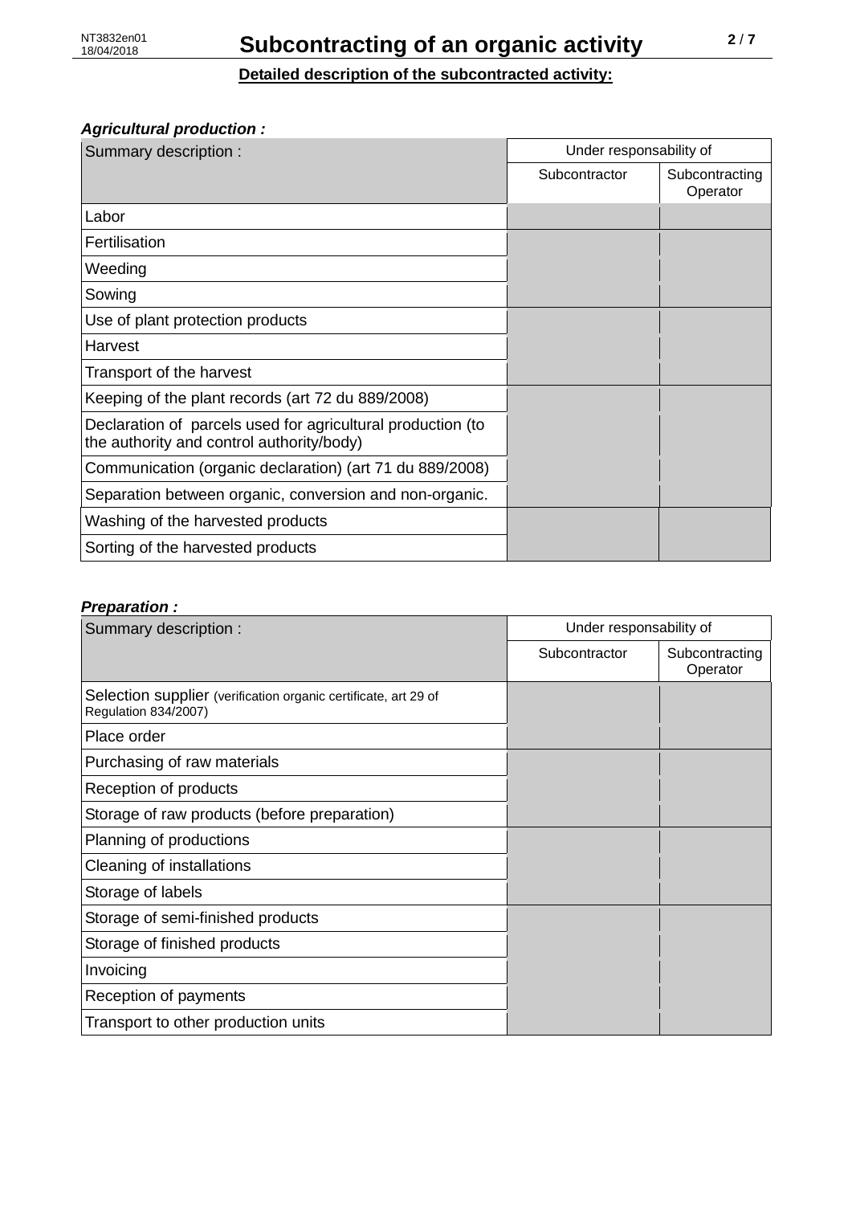**Detailed description of the subcontracted activity:**

***Agricultural production :***

| Summary description : | Under responsability of | |
|---|---|---|
| | Subcontractor | Subcontracting Operator |
| Labor | | |
| Fertilisation | | |
| Weeding | | |
| Sowing | | |
| Use of plant protection products | | |
| Harvest | | |
| Transport of the harvest | | |
| Keeping of the plant records (art 72 du 889/2008) | | |
| Declaration of parcels used for agricultural production (to the authority and control authority/body) | | |
| Communication (organic declaration) (art 71 du 889/2008) | | |
| Separation between organic, conversion and non-organic. | | |
| Washing of the harvested products | | |
| Sorting of the harvested products | | |

***Preparation :***

| Summary description : | Under responsability of | |
|---|---|---|
| | Subcontractor | Subcontracting Operator |
| Selection supplier (verification organic certificate, art 29 of Regulation 834/2007) | | |
| Place order | | |
| Purchasing of raw materials | | |
| Reception of products | | |
| Storage of raw products (before preparation) | | |
| Planning of productions | | |
| Cleaning of installations | | |
| Storage of labels | | |
| Storage of semi-finished products | | |
| Storage of finished products | | |
| Invoicing | | |
| Reception of payments | | |
| Transport to other production units | | |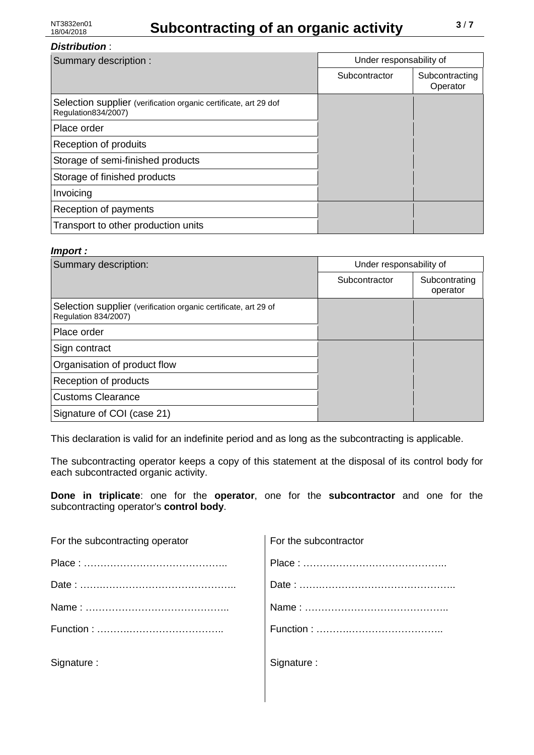***Distribution*** :

| Summary description : | Under responsability of | |
|---|---|---|
| | Subcontractor | Subcontracting Operator |
| Selection supplier (verification organic certificate, art 29 dof Regulation834/2007) | | |
| Place order | | |
| Reception of produits | | |
| Storage of semi-finished products | | |
| Storage of finished products | | |
| Invoicing | | |
| Reception of payments | | |
| Transport to other production units | | |

***Import :***

| Summary description: | Under responsability of | |
|---|---|---|
| | Subcontractor | Subcontrating operator |
| Selection supplier (verification organic certificate, art 29 of Regulation 834/2007) | | |
| Place order | | |
| Sign contract | | |
| Organisation of product flow | | |
| Reception of products | | |
| Customs Clearance | | |
| Signature of COI (case 21) | | |

This declaration is valid for an indefinite period and as long as the subcontracting is applicable.

The subcontracting operator keeps a copy of this statement at the disposal of its control body for each subcontracted organic activity.

**Done in triplicate**: one for the **operator**, one for the **subcontractor** and one for the subcontracting operator's **control body**.

| For the subcontracting operator | For the subcontractor |
|---|---|
| Place : …………………………………….. | Place : …………………………………….. |
| Date : ……………………………………….. | Date : ……………………………………….. |
| Name : …………………………………….. | Name : …………………………………….. |
| Function : ……………………………….. | Function : ……………………………….. |
| Signature : | Signature : |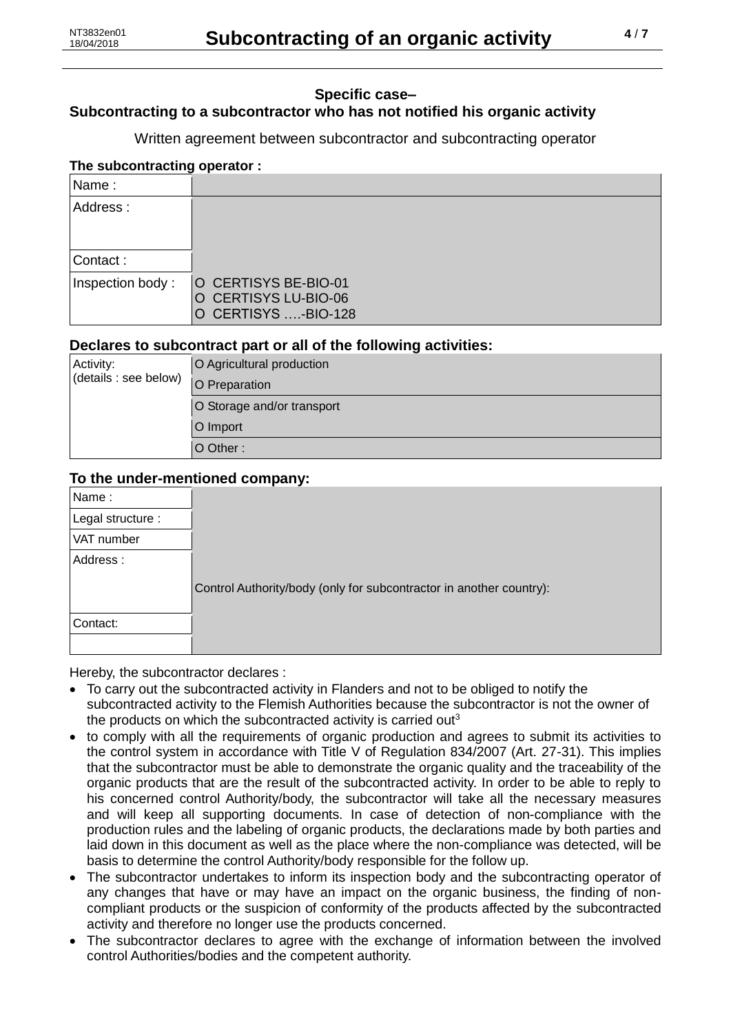**Specific case–**
**Subcontracting to a subcontractor who has not notified his organic activity**

Written agreement between subcontractor and subcontracting operator

**The subcontracting operator :**

| | |
|---|---|
| Name : | |
| Address : | |
| Contact : | |
| Inspection body : | O CERTISYS BE-BIO-01<br>O CERTISYS LU-BIO-06<br>O CERTISYS ….-BIO-128 |

**Declares to subcontract part or all of the following activities:**

| | |
|---|---|
| Activity:<br>(details : see below) | O Agricultural production |
| | O Preparation |
| | O Storage and/or transport |
| | O Import |
| | O Other : |

**To the under-mentioned company:**

| | |
|---|---|
| Name : | |
| Legal structure : | |
| VAT number | |
| Address : | Control Authority/body (only for subcontractor in another country): |
| Contact: | |
| | |

Hereby, the subcontractor declares :

- To carry out the subcontracted activity in Flanders and not to be obliged to notify the subcontracted activity to the Flemish Authorities because the subcontractor is not the owner of the products on which the subcontracted activity is carried out[3]
- to comply with all the requirements of organic production and agrees to submit its activities to the control system in accordance with Title V of Regulation 834/2007 (Art. 27-31). This implies that the subcontractor must be able to demonstrate the organic quality and the traceability of the organic products that are the result of the subcontracted activity. In order to be able to reply to his concerned control Authority/body, the subcontractor will take all the necessary measures and will keep all supporting documents. In case of detection of non-compliance with the production rules and the labeling of organic products, the declarations made by both parties and laid down in this document as well as the place where the non-compliance was detected, will be basis to determine the control Authority/body responsible for the follow up.
- The subcontractor undertakes to inform its inspection body and the subcontracting operator of any changes that have or may have an impact on the organic business, the finding of non-compliant products or the suspicion of conformity of the products affected by the subcontracted activity and therefore no longer use the products concerned.
- The subcontractor declares to agree with the exchange of information between the involved control Authorities/bodies and the competent authority.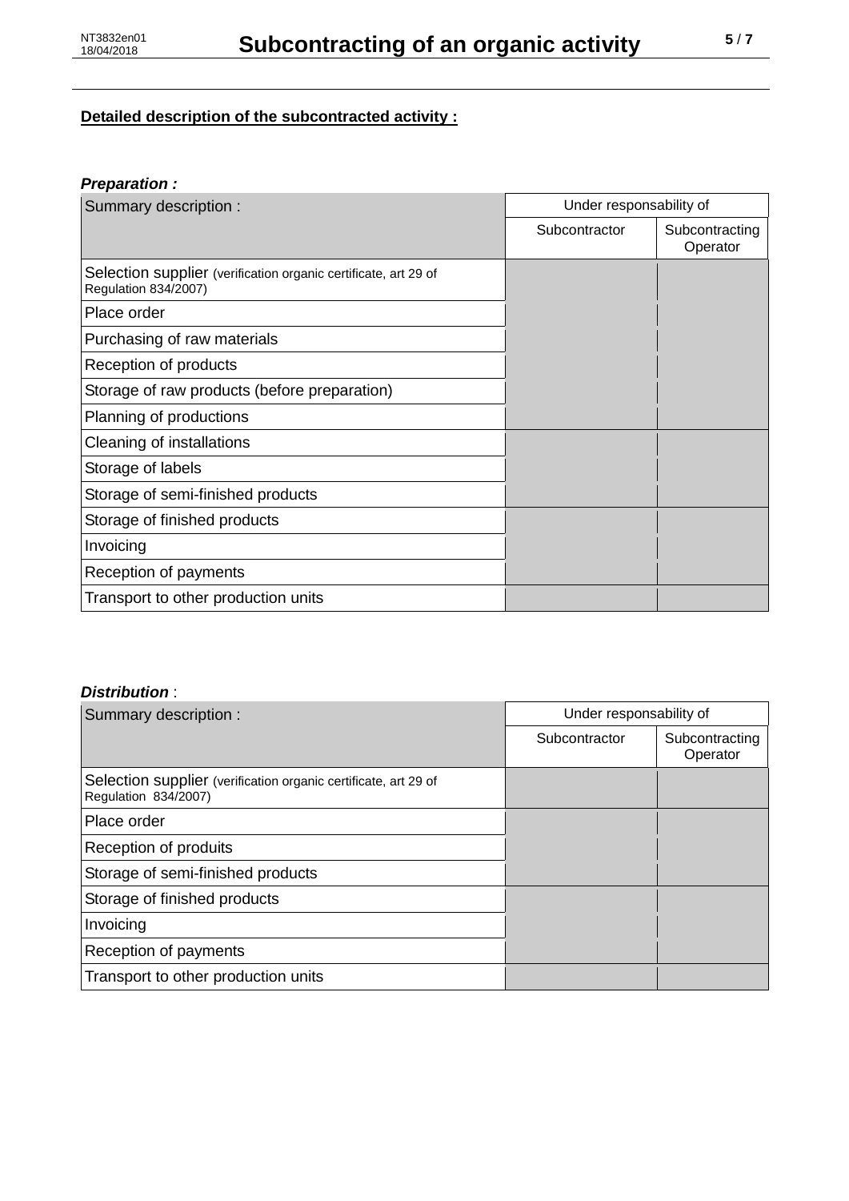**Detailed description of the subcontracted activity :**

***Preparation :***

| Summary description : | Under responsability of | |
|---|---|---|
| | Subcontractor | Subcontracting Operator |
| Selection supplier (verification organic certificate, art 29 of Regulation 834/2007) | | |
| Place order | | |
| Purchasing of raw materials | | |
| Reception of products | | |
| Storage of raw products (before preparation) | | |
| Planning of productions | | |
| Cleaning of installations | | |
| Storage of labels | | |
| Storage of semi-finished products | | |
| Storage of finished products | | |
| Invoicing | | |
| Reception of payments | | |
| Transport to other production units | | |

***Distribution*** :

| Summary description : | Under responsability of | |
|---|---|---|
| | Subcontractor | Subcontracting Operator |
| Selection supplier (verification organic certificate, art 29 of Regulation 834/2007) | | |
| Place order | | |
| Reception of produits | | |
| Storage of semi-finished products | | |
| Storage of finished products | | |
| Invoicing | | |
| Reception of payments | | |
| Transport to other production units | | |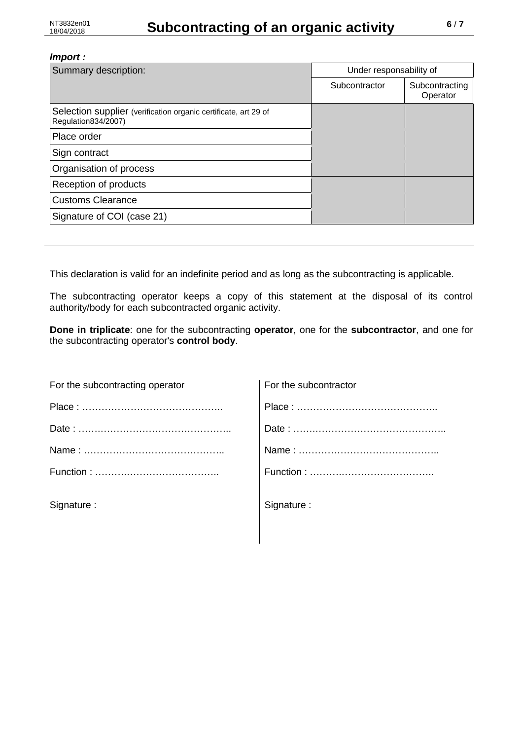***Import :***

| Summary description: | Under responsability of | |
|---|---|---|
| | Subcontractor | Subcontracting Operator |
| Selection supplier (verification organic certificate, art 29 of Regulation834/2007) | | |
| Place order | | |
| Sign contract | | |
| Organisation of process | | |
| Reception of products | | |
| Customs Clearance | | |
| Signature of COI (case 21) | | |

This declaration is valid for an indefinite period and as long as the subcontracting is applicable.

The subcontracting operator keeps a copy of this statement at the disposal of its control authority/body for each subcontracted organic activity.

**Done in triplicate**: one for the subcontracting **operator**, one for the **subcontractor**, and one for the subcontracting operator's **control body**.

For the subcontracting operator

Place : ……………………………………..

Date : ……………………………………….

Name : ……………………………………..

Function : ………………………………..

Signature :

For the subcontractor

Place : ……………………………………..

Date : ……………………………………….

Name : ……………………………………..

Function : ………………………………..

Signature :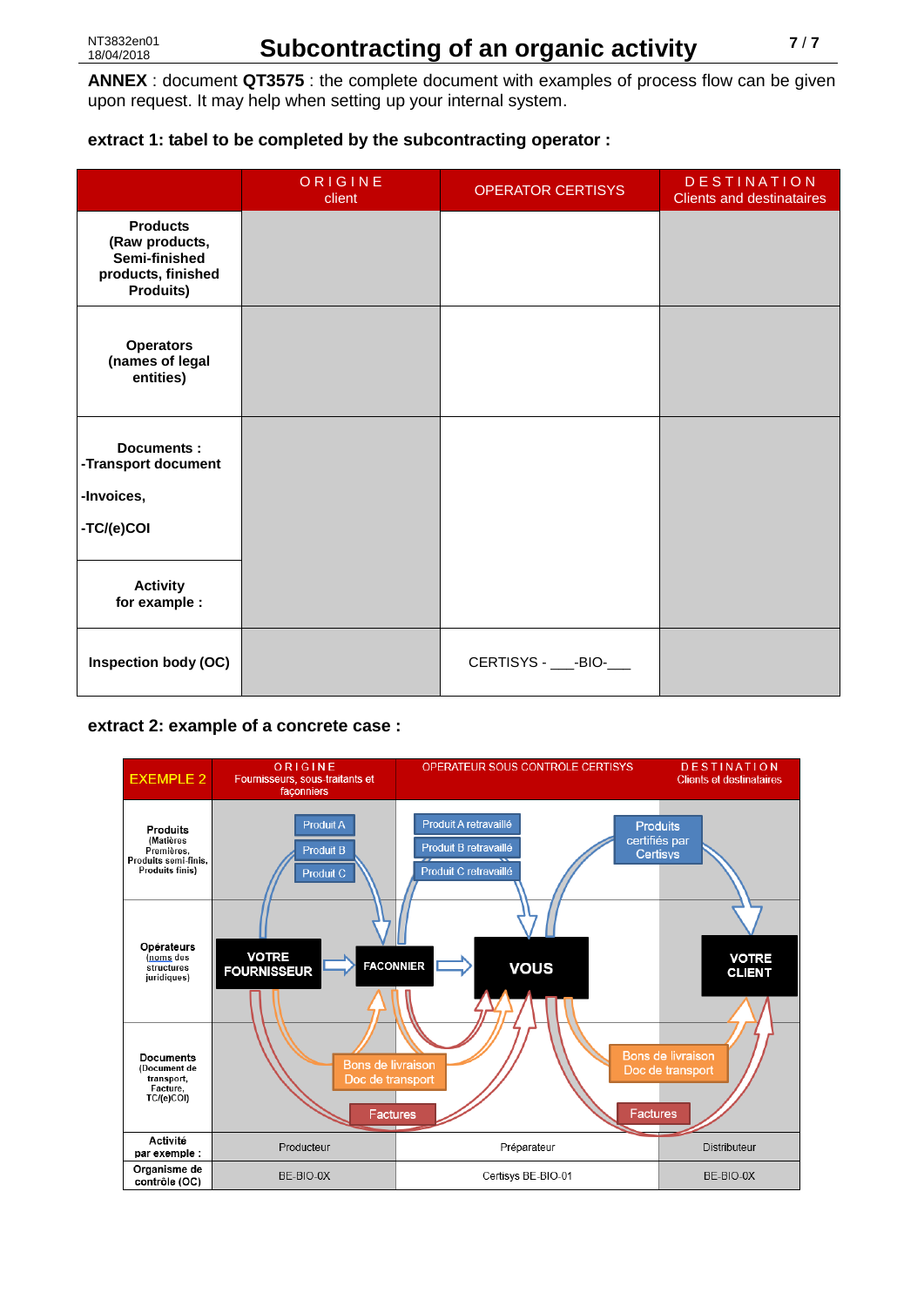**ANNEX** : document **QT3575** : the complete document with examples of process flow can be given upon request. It may help when setting up your internal system.

**extract 1: tabel to be completed by the subcontracting operator :**

| | ORIGINE client | OPERATOR CERTISYS | DESTINATION Clients and destinataires |
|---|---|---|---|
| **Products (Raw products, Semi-finished products, finished Produits)** | | | |
| **Operators (names of legal entities)** | | | |
| **Documents : -Transport document -Invoices, -TC/(e)COI** | | | |
| **Activity for example :** | | | |
| **Inspection body (OC)** | | CERTISYS - \_\_\_-BIO-\_\_\_ | |

**extract 2: example of a concrete case :**

EXEMPLE 2

ORIGINE
Fournisseurs, sous-traitants et façonniers

OPERATEUR SOUS CONTRÔLE CERTISYS

DESTINATION
Clients et destinataires

Produits (Matières Premières, Produits semi-finis, Produits finis)

Produit A
Produit B
Produit C
Produit A retravaillé
Produit B retravaillé
Produit C retravaillé
Produits certifiés par Certisys

Opérateurs (noms des structures juridiques)

VOTRE FOURNISSEUR
FACONNIER
VOUS
VOTRE CLIENT

Documents (Document de transport, Facture, TC/(e)COI)

Bons de livraison
Doc de transport
Factures
Bons de livraison
Doc de transport
Factures

Activité par exemple :
Producteur
Préparateur
Distributeur

Organisme de contrôle (OC)
BE-BIO-0X
Certisys BE-BIO-01
BE-BIO-0X